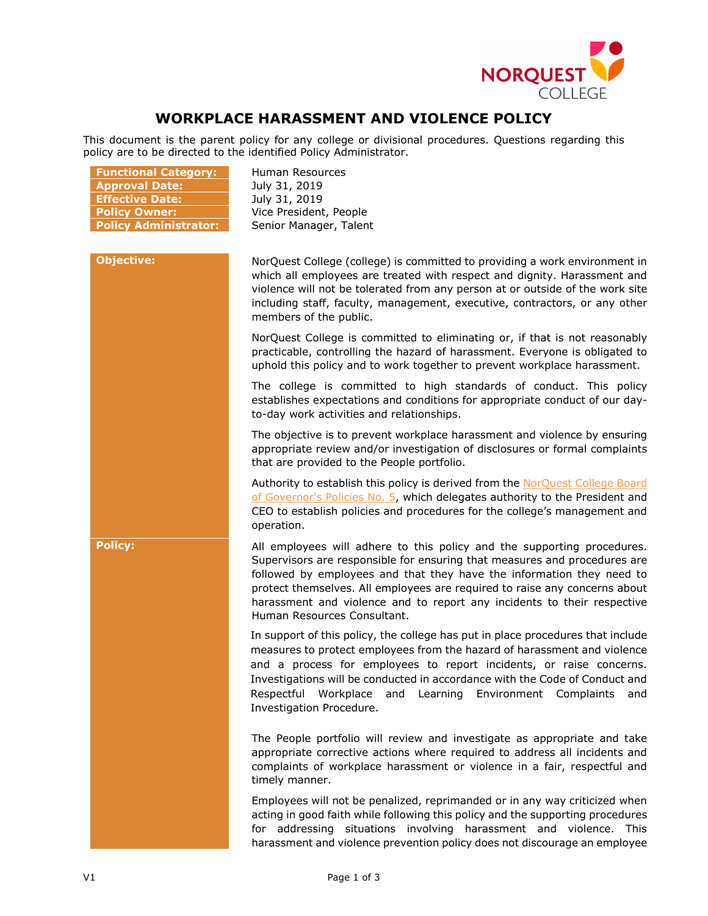# WORKPLACE HARASSMENT AND VIOLENCE POLICY

This document is the parent policy for any college or divisional procedures. Questions regarding this policy are to be directed to the identified Policy Administrator.

| | |
|---|---|
| **Functional Category:** | Human Resources |
| **Approval Date:** | July 31, 2019 |
| **Effective Date:** | July 31, 2019 |
| **Policy Owner:** | Vice President, People |
| **Policy Administrator:** | Senior Manager, Talent |

## Objective:

NorQuest College (college) is committed to providing a work environment in which all employees are treated with respect and dignity. Harassment and violence will not be tolerated from any person at or outside of the work site including staff, faculty, management, executive, contractors, or any other members of the public.

NorQuest College is committed to eliminating or, if that is not reasonably practicable, controlling the hazard of harassment. Everyone is obligated to uphold this policy and to work together to prevent workplace harassment.

The college is committed to high standards of conduct. This policy establishes expectations and conditions for appropriate conduct of our day-to-day work activities and relationships.

The objective is to prevent workplace harassment and violence by ensuring appropriate review and/or investigation of disclosures or formal complaints that are provided to the People portfolio.

Authority to establish this policy is derived from the NorQuest College Board of Governor's Policies No. 5, which delegates authority to the President and CEO to establish policies and procedures for the college's management and operation.

## Policy:

All employees will adhere to this policy and the supporting procedures. Supervisors are responsible for ensuring that measures and procedures are followed by employees and that they have the information they need to protect themselves. All employees are required to raise any concerns about harassment and violence and to report any incidents to their respective Human Resources Consultant.

In support of this policy, the college has put in place procedures that include measures to protect employees from the hazard of harassment and violence and a process for employees to report incidents, or raise concerns. Investigations will be conducted in accordance with the Code of Conduct and Respectful Workplace and Learning Environment Complaints and Investigation Procedure.

The People portfolio will review and investigate as appropriate and take appropriate corrective actions where required to address all incidents and complaints of workplace harassment or violence in a fair, respectful and timely manner.

Employees will not be penalized, reprimanded or in any way criticized when acting in good faith while following this policy and the supporting procedures for addressing situations involving harassment and violence. This harassment and violence prevention policy does not discourage an employee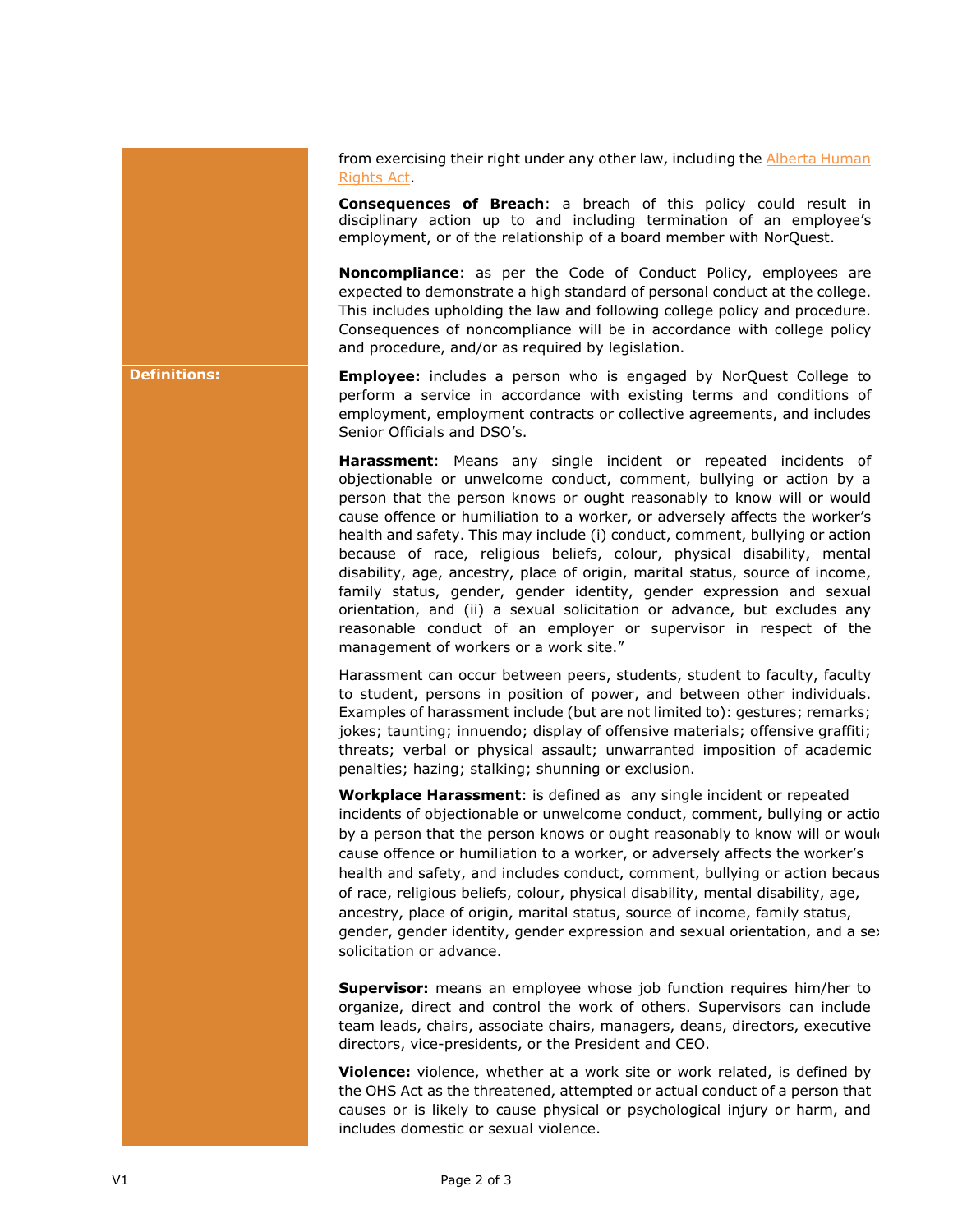from exercising their right under any other law, including the Alberta Human Rights Act.

**Consequences of Breach**: a breach of this policy could result in disciplinary action up to and including termination of an employee's employment, or of the relationship of a board member with NorQuest.

**Noncompliance**: as per the Code of Conduct Policy, employees are expected to demonstrate a high standard of personal conduct at the college. This includes upholding the law and following college policy and procedure. Consequences of noncompliance will be in accordance with college policy and procedure, and/or as required by legislation.

## Definitions:

**Employee:** includes a person who is engaged by NorQuest College to perform a service in accordance with existing terms and conditions of employment, employment contracts or collective agreements, and includes Senior Officials and DSO's.

**Harassment**: Means any single incident or repeated incidents of objectionable or unwelcome conduct, comment, bullying or action by a person that the person knows or ought reasonably to know will or would cause offence or humiliation to a worker, or adversely affects the worker's health and safety. This may include (i) conduct, comment, bullying or action because of race, religious beliefs, colour, physical disability, mental disability, age, ancestry, place of origin, marital status, source of income, family status, gender, gender identity, gender expression and sexual orientation, and (ii) a sexual solicitation or advance, but excludes any reasonable conduct of an employer or supervisor in respect of the management of workers or a work site."

Harassment can occur between peers, students, student to faculty, faculty to student, persons in position of power, and between other individuals. Examples of harassment include (but are not limited to): gestures; remarks; jokes; taunting; innuendo; display of offensive materials; offensive graffiti; threats; verbal or physical assault; unwarranted imposition of academic penalties; hazing; stalking; shunning or exclusion.

**Workplace Harassment**: is defined as any single incident or repeated incidents of objectionable or unwelcome conduct, comment, bullying or actio by a person that the person knows or ought reasonably to know will or woul cause offence or humiliation to a worker, or adversely affects the worker's health and safety, and includes conduct, comment, bullying or action becaus of race, religious beliefs, colour, physical disability, mental disability, age, ancestry, place of origin, marital status, source of income, family status, gender, gender identity, gender expression and sexual orientation, and a se solicitation or advance.

**Supervisor:** means an employee whose job function requires him/her to organize, direct and control the work of others. Supervisors can include team leads, chairs, associate chairs, managers, deans, directors, executive directors, vice-presidents, or the President and CEO.

**Violence:** violence, whether at a work site or work related, is defined by the OHS Act as the threatened, attempted or actual conduct of a person that causes or is likely to cause physical or psychological injury or harm, and includes domestic or sexual violence.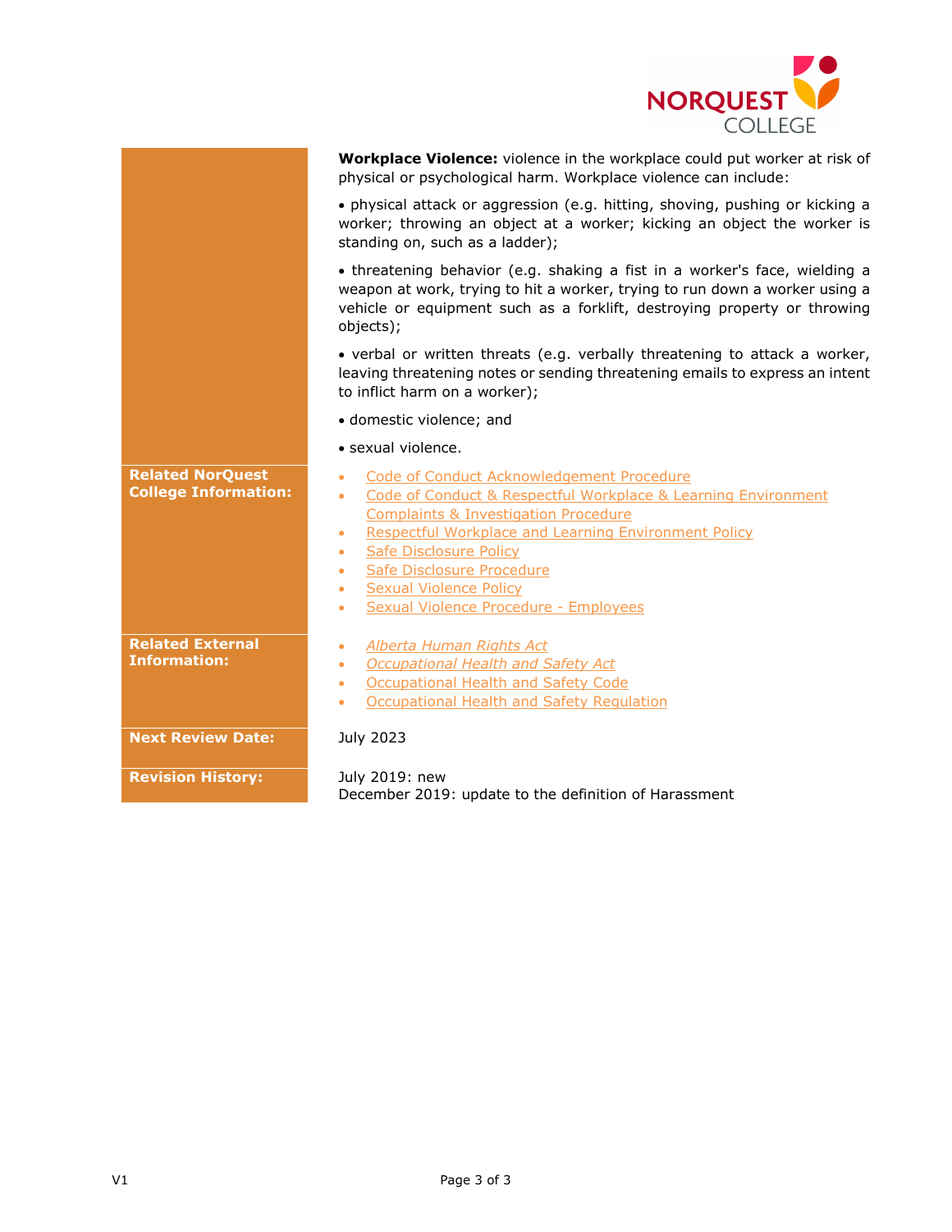| | |
|---|---|
| | **Workplace Violence:** violence in the workplace could put worker at risk of physical or psychological harm. Workplace violence can include:<br><br>• physical attack or aggression (e.g. hitting, shoving, pushing or kicking a worker; throwing an object at a worker; kicking an object the worker is standing on, such as a ladder);<br><br>• threatening behavior (e.g. shaking a fist in a worker's face, wielding a weapon at work, trying to hit a worker, trying to run down a worker using a vehicle or equipment such as a forklift, destroying property or throwing objects);<br><br>• verbal or written threats (e.g. verbally threatening to attack a worker, leaving threatening notes or sending threatening emails to express an intent to inflict harm on a worker);<br><br>• domestic violence; and<br><br>• sexual violence. |
| **Related NorQuest College Information:** | • Code of Conduct Acknowledgement Procedure<br>• Code of Conduct & Respectful Workplace & Learning Environment Complaints & Investigation Procedure<br>• Respectful Workplace and Learning Environment Policy<br>• Safe Disclosure Policy<br>• Safe Disclosure Procedure<br>• Sexual Violence Policy<br>• Sexual Violence Procedure - Employees |
| **Related External Information:** | • *Alberta Human Rights Act*<br>• *Occupational Health and Safety Act*<br>• Occupational Health and Safety Code<br>• Occupational Health and Safety Regulation |
| **Next Review Date:** | July 2023 |
| **Revision History:** | July 2019: new<br>December 2019: update to the definition of Harassment |

V1